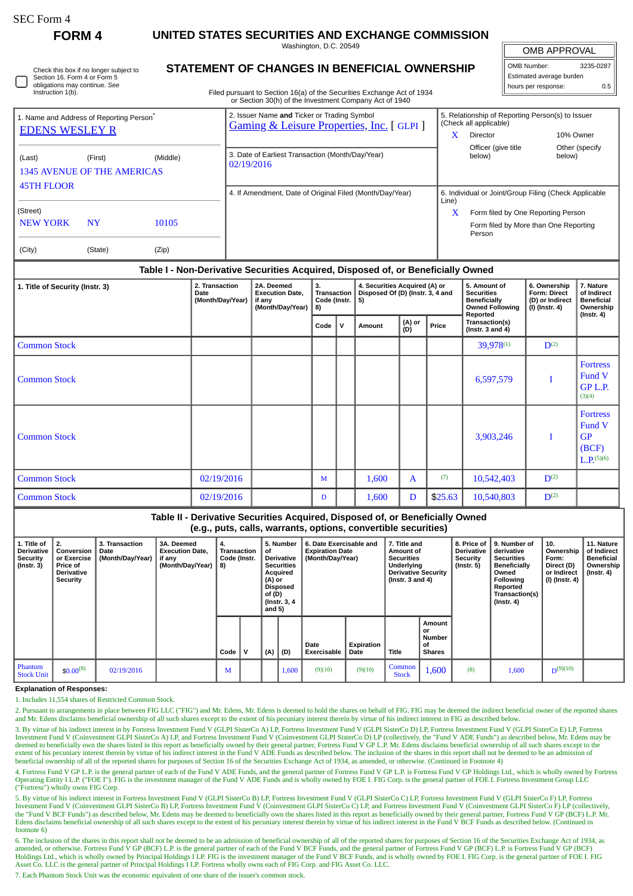SEC Form 4

**FORM 4**

# UNITED STATES SECURITIES AND EXCHANGE COMMISSION

Washington, D.C. 20549

## STATEMENT OF CHANGES IN BENEFICIAL OWNERSHIP

Filed pursuant to Section 16(a) of the Securities Exchange Act of 1934 or Section 30(h) of the Investment Company Act of 1940

| OMB APPROVAL | |
|---|---|
| OMB Number: | 3235-0287 |
| Estimated average burden | |
| hours per response: | 0.5 |

☐ Check this box if no longer subject to Section 16. Form 4 or Form 5 obligations may continue. *See* Instruction 1(b).

1. Name and Address of Reporting Person*
EDENS WESLEY R

(Last) (First) (Middle)
1345 AVENUE OF THE AMERICAS
45TH FLOOR

(Street)
NEW YORK NY 10105

(City) (State) (Zip)

2. Issuer Name **and** Ticker or Trading Symbol
Gaming & Leisure Properties, Inc. [ GLPI ]

3. Date of Earliest Transaction (Month/Day/Year)
02/19/2016

4. If Amendment, Date of Original Filed (Month/Day/Year)

5. Relationship of Reporting Person(s) to Issuer (Check all applicable)
X Director
10% Owner
Officer (give title below)
Other (specify below)

6. Individual or Joint/Group Filing (Check Applicable Line)
X Form filed by One Reporting Person
Form filed by More than One Reporting Person

### Table I - Non-Derivative Securities Acquired, Disposed of, or Beneficially Owned

| 1. Title of Security (Instr. 3) | 2. Transaction Date (Month/Day/Year) | 2A. Deemed Execution Date, if any (Month/Day/Year) | 3. Transaction Code (Instr. 8) | | 4. Securities Acquired (A) or Disposed Of (D) (Instr. 3, 4 and 5) | | | 5. Amount of Securities Beneficially Owned Following Reported Transaction(s) (Instr. 3 and 4) | 6. Ownership Form: Direct (D) or Indirect (I) (Instr. 4) | 7. Nature of Indirect Beneficial Ownership (Instr. 4) |
|---|---|---|---|---|---|---|---|---|---|---|
| | | | Code | V | Amount | (A) or (D) | Price | | | |
| Common Stock | | | | | | | | 39,978[1] | D[2] | |
| Common Stock | | | | | | | | 6,597,579 | I | Fortress Fund V GP L.P.[3][4] |
| Common Stock | | | | | | | | 3,903,246 | I | Fortress Fund V GP (BCF) L.P.[5][6] |
| Common Stock | 02/19/2016 | | M | | 1,600 | A | [7] | 10,542,403 | D[2] | |
| Common Stock | 02/19/2016 | | D | | 1,600 | D | $25.63 | 10,540,803 | D[2] | |

### Table II - Derivative Securities Acquired, Disposed of, or Beneficially Owned (e.g., puts, calls, warrants, options, convertible securities)

| 1. Title of Derivative Security (Instr. 3) | 2. Conversion or Exercise Price of Derivative Security | 3. Transaction Date (Month/Day/Year) | 3A. Deemed Execution Date, if any (Month/Day/Year) | 4. Transaction Code (Instr. 8) | | 5. Number of Derivative Securities Acquired (A) or Disposed of (D) (Instr. 3, 4 and 5) | | 6. Date Exercisable and Expiration Date (Month/Day/Year) | | 7. Title and Amount of Securities Underlying Derivative Security (Instr. 3 and 4) | | 8. Price of Derivative Security (Instr. 5) | 9. Number of derivative Securities Beneficially Owned Following Reported Transaction(s) (Instr. 4) | 10. Ownership Form: Direct (D) or Indirect (I) (Instr. 4) | 11. Nature of Indirect Beneficial Ownership (Instr. 4) |
|---|---|---|---|---|---|---|---|---|---|---|---|---|---|---|---|
| | | | | Code | V | (A) | (D) | Date Exercisable | Expiration Date | Title | Amount or Number of Shares | | | | |
| Phantom Stock Unit | $0.00[8] | 02/19/2016 | | M | | | 1,600 | [9][10] | [9][10] | Common Stock | 1,600 | [8] | 1,600 | D[9][10] | |

**Explanation of Responses:**

1. Includes 11,554 shares of Restricted Common Stock.

2. Pursuant to arrangements in place between FIG LLC ("FIG") and Mr. Edens, Mr. Edens is deemed to hold the shares on behalf of FIG. FIG may be deemed the indirect beneficial owner of the reported shares and Mr. Edens disclaims beneficial ownership of all such shares except to the extent of his pecuniary interest therein by virtue of his indirect interest in FIG as described below.

3. By virtue of his indirect interest in by Fortress Investment Fund V (GLPI SisterCo A) LP, Fortress Investment Fund V (GLPI SisterCo D) LP, Fortress Investment Fund V (GLPI SisterCo E) LP, Fortress Investment Fund V (Coinvestment GLPI SisterCo A) LP, and Fortress Investment Fund V (Coinvestment GLPI SisterCo D) LP (collectively, the "Fund V ADE Funds") as described below, Mr. Edens may be deemed to beneficially own the shares listed in this report as beneficially owned by their general partner, Fortress Fund V GP L.P. Mr. Edens disclaims beneficial ownership of all such shares except to the extent of his pecuniary interest therein by virtue of his indirect interest in the Fund V ADE Funds as described below. The inclusion of the shares in this report shall not be deemed to be an admission of beneficial ownership of all of the reported shares for purposes of Section 16 of the Securities Exchange Act of 1934, as amended, or otherwise. (Continued in Footnote 4)

4. Fortress Fund V GP L.P. is the general partner of each of the Fund V ADE Funds, and the general partner of Fortress Fund V GP L.P. is Fortress Fund V GP Holdings Ltd., which is wholly owned by Fortress Operating Entity I L.P. ("FOE I"). FIG is the investment manager of the Fund V ADE Funds and is wholly owned by FOE I. FIG Corp. is the general partner of FOE I. Fortress Investment Group LLC ("Fortress") wholly owns FIG Corp.

5. By virtue of his indirect interest in Fortress Investment Fund V (GLPI SisterCo B) LP, Fortress Investment Fund V (GLPI SisterCo C) LP, Fortress Investment Fund V (GLPI SisterCo F) LP, Fortress Investment Fund V (Coinvestment GLPI SisterCo B) LP, Fortress Investment Fund V (Coinvestment GLPI SisterCo C) LP, and Fortress Investment Fund V (Coinvestment GLPI SisterCo F) LP (collectively, the "Fund V BCF Funds") as described below, Mr. Edens may be deemed to beneficially own the shares listed in this report as beneficially owned by their general partner, Fortress Fund V GP (BCF) L.P. Mr. Edens disclaims beneficial ownership of all such shares except to the extent of his pecuniary interest therein by virtue of his indirect interest in the Fund V BCF Funds as described below. (Continued in footnote 6)

6. The inclusion of the shares in this report shall not be deemed to be an admission of beneficial ownership of all of the reported shares for purposes of Section 16 of the Securities Exchange Act of 1934, as amended, or otherwise. Fortress Fund V GP (BCF) L.P. is the general partner of each of the Fund V BCF Funds, and the general partner of Fortress Fund V GP (BCF) L.P. is Fortress Fund V GP (BCF) Holdings Ltd., which is wholly owned by Principal Holdings I LP. FIG is the investment manager of the Fund V BCF Funds, and is wholly owned by FOE I. FIG Corp. is the general partner of FOE I. FIG Asset Co. LLC is the general partner of Principal Holdings I LP. Fortress wholly owns each of FIG Corp. and FIG Asset Co. LLC.

7. Each Phantom Stock Unit was the economic equivalent of one share of the issuer's common stock.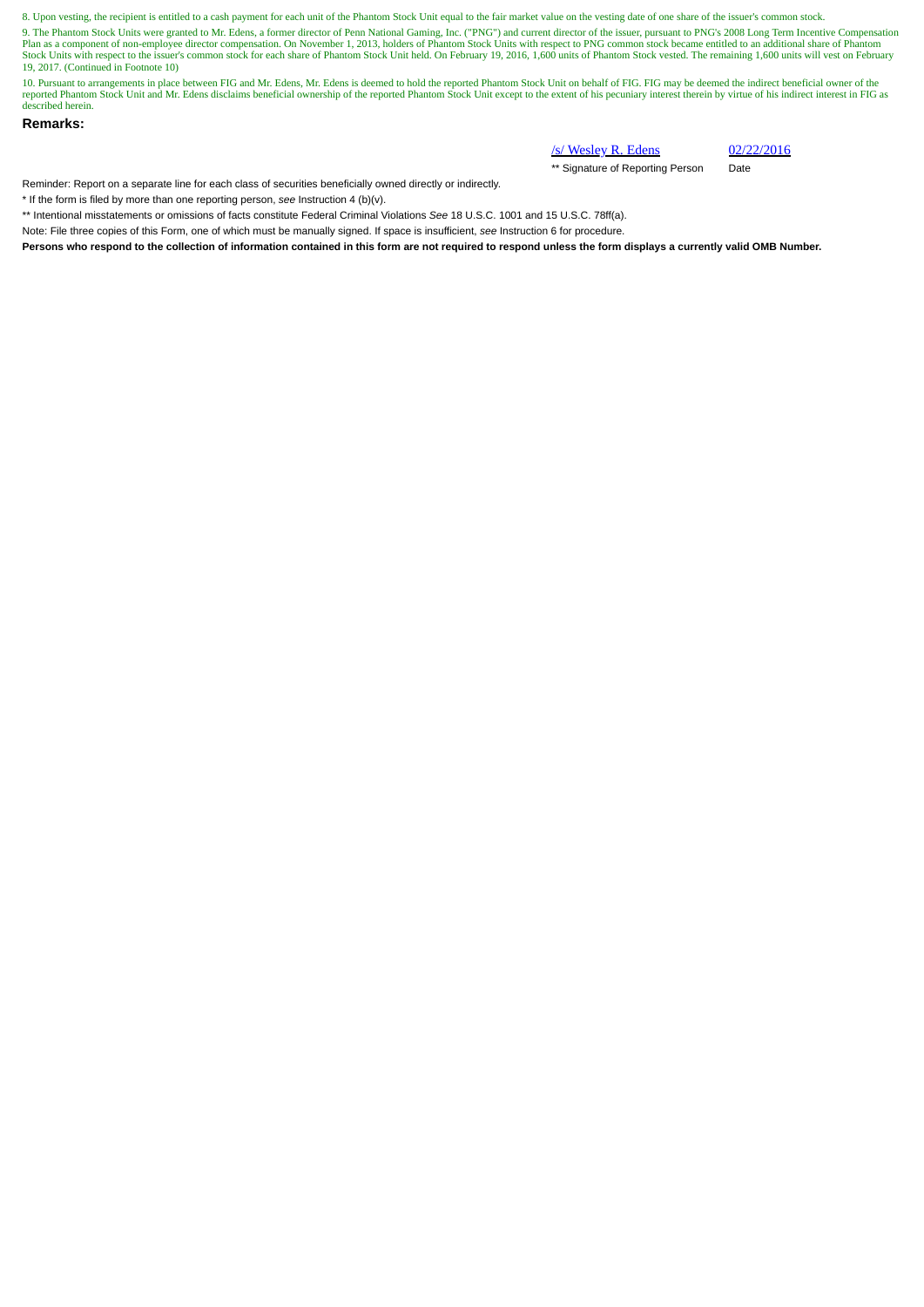8. Upon vesting, the recipient is entitled to a cash payment for each unit of the Phantom Stock Unit equal to the fair market value on the vesting date of one share of the issuer's common stock.

9. The Phantom Stock Units were granted to Mr. Edens, a former director of Penn National Gaming, Inc. ("PNG") and current director of the issuer, pursuant to PNG's 2008 Long Term Incentive Compensation Plan as a component of non-employee director compensation. On November 1, 2013, holders of Phantom Stock Units with respect to PNG common stock became entitled to an additional share of Phantom Stock Units with respect to the issuer's common stock for each share of Phantom Stock Unit held. On February 19, 2016, 1,600 units of Phantom Stock vested. The remaining 1,600 units will vest on February 19, 2017. (Continued in Footnote 10)

10. Pursuant to arrangements in place between FIG and Mr. Edens, Mr. Edens is deemed to hold the reported Phantom Stock Unit on behalf of FIG. FIG may be deemed the indirect beneficial owner of the reported Phantom Stock Unit and Mr. Edens disclaims beneficial ownership of the reported Phantom Stock Unit except to the extent of his pecuniary interest therein by virtue of his indirect interest in FIG as described herein.

**Remarks:**

| | |
|---|---|
| /s/ Wesley R. Edens | 02/22/2016 |
| ** Signature of Reporting Person | Date |

Reminder: Report on a separate line for each class of securities beneficially owned directly or indirectly.

* If the form is filed by more than one reporting person, *see* Instruction 4 (b)(v).

** Intentional misstatements or omissions of facts constitute Federal Criminal Violations *See* 18 U.S.C. 1001 and 15 U.S.C. 78ff(a).

Note: File three copies of this Form, one of which must be manually signed. If space is insufficient, *see* Instruction 6 for procedure.

**Persons who respond to the collection of information contained in this form are not required to respond unless the form displays a currently valid OMB Number.**